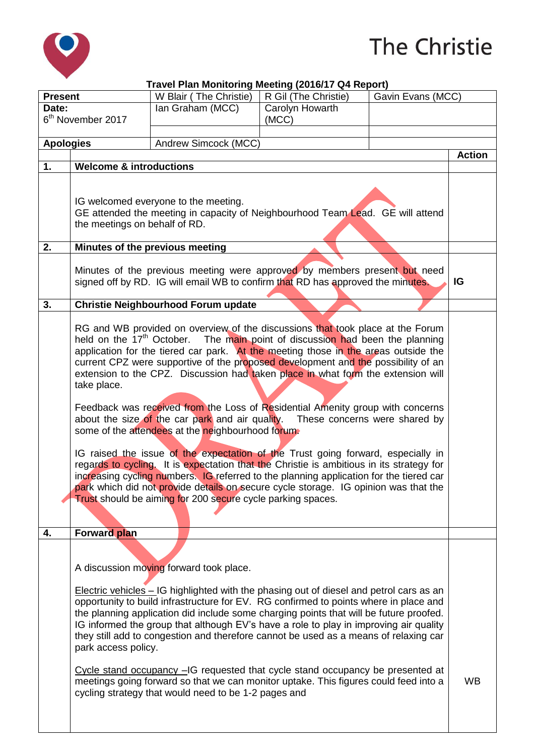The Christie

**Travel Plan Monitoring Meeting (2016/17 Q4 Report)**

| **Present** | W Blair ( The Christie) | R Gil (The Christie) | Gavin Evans (MCC) |
|---|---|---|---|
| **Date:** 6th November 2017 | Ian Graham (MCC) | Carolyn Howarth (MCC) | |
| | | | |
| **Apologies** | Andrew Simcock (MCC) | | |

| | | **Action** |
|---|---|---|
| **1.** | **Welcome & introductions** | |
| | IG welcomed everyone to the meeting.<br>GE attended the meeting in capacity of Neighbourhood Team Lead. GE will attend the meetings on behalf of RD. | |
| **2.** | **Minutes of the previous meeting** | |
| | Minutes of the previous meeting were approved by members present but need signed off by RD. IG will email WB to confirm that RD has approved the minutes. | **IG** |
| **3.** | **Christie Neighbourhood Forum update** | |
| | RG and WB provided on overview of the discussions that took place at the Forum held on the 17th October. The main point of discussion had been the planning application for the tiered car park. At the meeting those in the areas outside the current CPZ were supportive of the proposed development and the possibility of an extension to the CPZ. Discussion had taken place in what form the extension will take place.<br><br>Feedback was received from the Loss of Residential Amenity group with concerns about the size of the car park and air quality. These concerns were shared by some of the attendees at the neighbourhood forum.<br><br>IG raised the issue of the expectation of the Trust going forward, especially in regards to cycling. It is expectation that the Christie is ambitious in its strategy for increasing cycling numbers. IG referred to the planning application for the tiered car park which did not provide details on secure cycle storage. IG opinion was that the Trust should be aiming for 200 secure cycle parking spaces. | |
| **4.** | **Forward plan** | |
| | A discussion moving forward took place.<br><br><u>Electric vehicles –</u> IG highlighted with the phasing out of diesel and petrol cars as an opportunity to build infrastructure for EV. RG confirmed to points where in place and the planning application did include some charging points that will be future proofed. IG informed the group that although EV's have a role to play in improving air quality they still add to congestion and therefore cannot be used as a means of relaxing car park access policy.<br><br><u>Cycle stand occupancy –</u>IG requested that cycle stand occupancy be presented at meetings going forward so that we can monitor uptake. This figures could feed into a cycling strategy that would need to be 1-2 pages and | WB |

DRAFT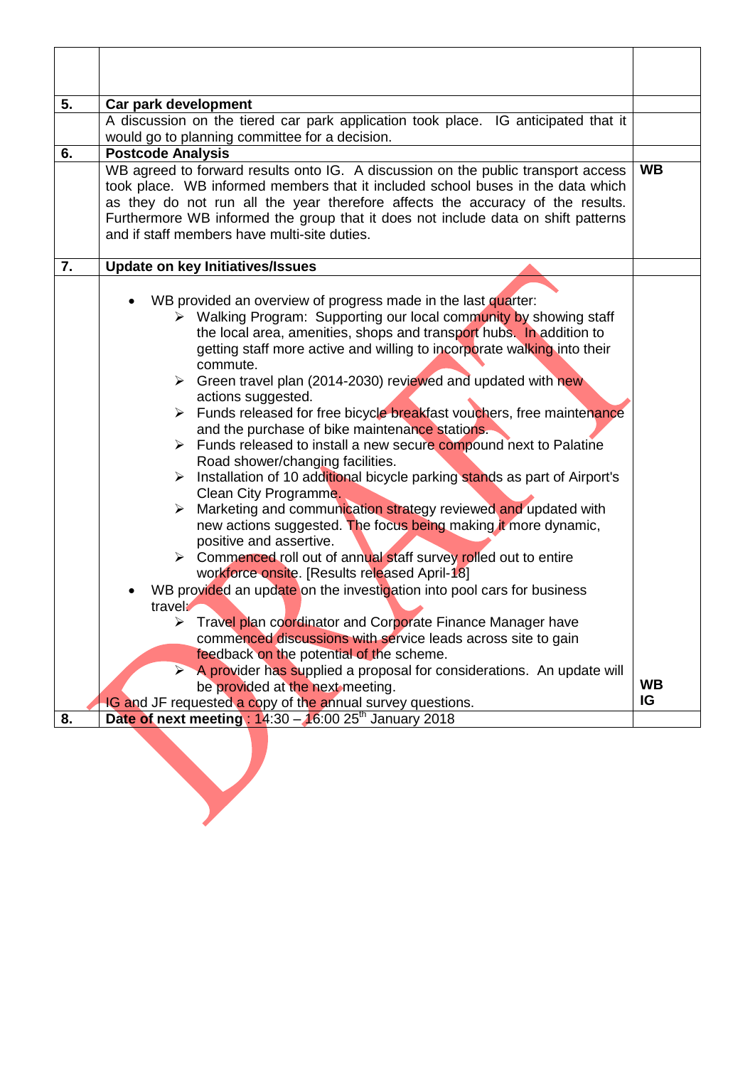| | | |
|---|---|---|
| | | |
| **5.** | **Car park development** | |
| | A discussion on the tiered car park application took place. IG anticipated that it would go to planning committee for a decision. | |
| **6.** | **Postcode Analysis** | |
| | WB agreed to forward results onto IG. A discussion on the public transport access took place. WB informed members that it included school buses in the data which as they do not run all the year therefore affects the accuracy of the results. Furthermore WB informed the group that it does not include data on shift patterns and if staff members have multi-site duties. | **WB** |
| **7.** | **Update on key Initiatives/Issues** | |
| | • WB provided an overview of progress made in the last quarter:<br>➢ Walking Program: Supporting our local community by showing staff the local area, amenities, shops and transport hubs. In addition to getting staff more active and willing to incorporate walking into their commute.<br>➢ Green travel plan (2014-2030) reviewed and updated with new actions suggested.<br>➢ Funds released for free bicycle breakfast vouchers, free maintenance and the purchase of bike maintenance stations.<br>➢ Funds released to install a new secure compound next to Palatine Road shower/changing facilities.<br>➢ Installation of 10 additional bicycle parking stands as part of Airport's Clean City Programme.<br>➢ Marketing and communication strategy reviewed and updated with new actions suggested. The focus being making it more dynamic, positive and assertive.<br>➢ Commenced roll out of annual staff survey rolled out to entire workforce onsite. [Results released April-18]<br>• WB provided an update on the investigation into pool cars for business travel:<br>➢ Travel plan coordinator and Corporate Finance Manager have commenced discussions with service leads across site to gain feedback on the potential of the scheme.<br>➢ A provider has supplied a proposal for considerations. An update will be provided at the next meeting.<br>IG and JF requested a copy of the annual survey questions. | **WB**<br>**IG** |
| **8.** | **Date of next meeting** : 14:30 – 16:00 25th January 2018 | |